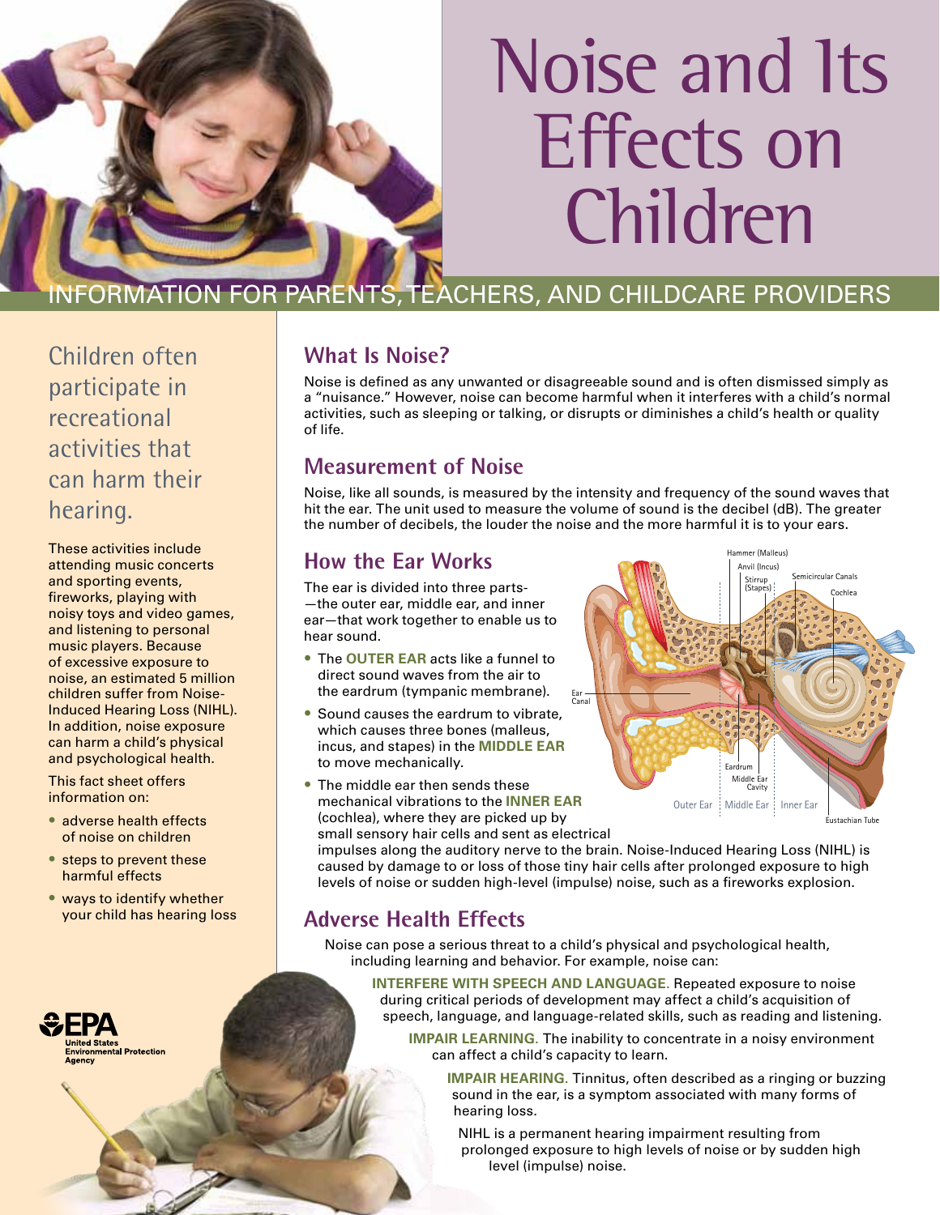# Noise and Its Effects on Children

INFORMATION FOR PARENTS, TEACHERS, AND CHILDCARE PROVIDERS

Children often participate in recreational activities that can harm their hearing.

These activities include attending music concerts and sporting events, fireworks, playing with noisy toys and video games, and listening to personal music players. Because of excessive exposure to noise, an estimated 5 million children suffer from Noise-Induced Hearing Loss (NIHL). In addition, noise exposure can harm a child's physical and psychological health.

This fact sheet offers information on:

- adverse health effects of noise on children
- steps to prevent these harmful effects
- ways to identify whether your child has hearing loss

## What Is Noise?

Noise is defined as any unwanted or disagreeable sound and is often dismissed simply as a "nuisance." However, noise can become harmful when it interferes with a child's normal activities, such as sleeping or talking, or disrupts or diminishes a child's health or quality of life.

## Measurement of Noise

Noise, like all sounds, is measured by the intensity and frequency of the sound waves that hit the ear. The unit used to measure the volume of sound is the decibel (dB). The greater the number of decibels, the louder the noise and the more harmful it is to your ears.

## How the Ear Works

The ear is divided into three parts—the outer ear, middle ear, and inner ear—that work together to enable us to hear sound.

- The **OUTER EAR** acts like a funnel to direct sound waves from the air to the eardrum (tympanic membrane).
- Sound causes the eardrum to vibrate, which causes three bones (malleus, incus, and stapes) in the **MIDDLE EAR** to move mechanically.
- The middle ear then sends these mechanical vibrations to the **INNER EAR** (cochlea), where they are picked up by small sensory hair cells and sent as electrical impulses along the auditory nerve to the brain. Noise-Induced Hearing Loss (NIHL) is caused by damage to or loss of those tiny hair cells after prolonged exposure to high levels of noise or sudden high-level (impulse) noise, such as a fireworks explosion.

Hammer (Malleus), Anvil (Incus), Stirrup (Stapes), Semicircular Canals, Cochlea, Ear Canal, Eardrum, Middle Ear Cavity, Outer Ear, Middle Ear, Inner Ear, Eustachian Tube

## Adverse Health Effects

Noise can pose a serious threat to a child's physical and psychological health, including learning and behavior. For example, noise can:

**INTERFERE WITH SPEECH AND LANGUAGE.** Repeated exposure to noise during critical periods of development may affect a child's acquisition of speech, language, and language-related skills, such as reading and listening.

**IMPAIR LEARNING.** The inability to concentrate in a noisy environment can affect a child's capacity to learn.

**IMPAIR HEARING.** Tinnitus, often described as a ringing or buzzing sound in the ear, is a symptom associated with many forms of hearing loss.

NIHL is a permanent hearing impairment resulting from prolonged exposure to high levels of noise or by sudden high level (impulse) noise.

EPA United States Environmental Protection Agency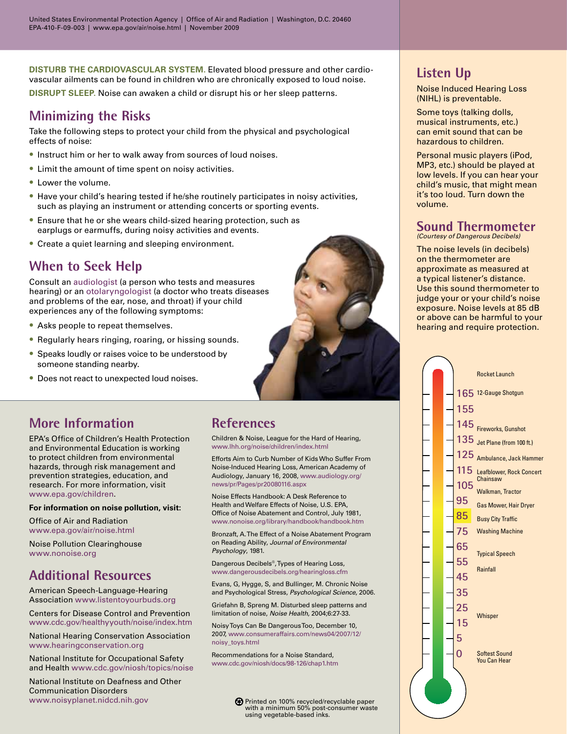**DISTURB THE CARDIOVASCULAR SYSTEM.** Elevated blood pressure and other cardiovascular ailments can be found in children who are chronically exposed to loud noise.

**DISRUPT SLEEP.** Noise can awaken a child or disrupt his or her sleep patterns.

## Minimizing the Risks

Take the following steps to protect your child from the physical and psychological effects of noise:

- Instruct him or her to walk away from sources of loud noises.
- Limit the amount of time spent on noisy activities.
- Lower the volume.
- Have your child's hearing tested if he/she routinely participates in noisy activities, such as playing an instrument or attending concerts or sporting events.
- Ensure that he or she wears child-sized hearing protection, such as earplugs or earmuffs, during noisy activities and events.
- Create a quiet learning and sleeping environment.

## When to Seek Help

Consult an audiologist (a person who tests and measures hearing) or an otolaryngologist (a doctor who treats diseases and problems of the ear, nose, and throat) if your child experiences any of the following symptoms:

- Asks people to repeat themselves.
- Regularly hears ringing, roaring, or hissing sounds.
- Speaks loudly or raises voice to be understood by someone standing nearby.
- Does not react to unexpected loud noises.

## More Information

EPA's Office of Children's Health Protection and Environmental Education is working to protect children from environmental hazards, through risk management and prevention strategies, education, and research. For more information, visit www.epa.gov/children.

**For information on noise pollution, visit:**

Office of Air and Radiation
www.epa.gov/air/noise.html

Noise Pollution Clearinghouse
www.nonoise.org

## Additional Resources

American Speech-Language-Hearing Association www.listentoyourbuds.org

Centers for Disease Control and Prevention www.cdc.gov/healthyyouth/noise/index.htm

National Hearing Conservation Association www.hearingconservation.org

National Institute for Occupational Safety and Health www.cdc.gov/niosh/topics/noise

National Institute on Deafness and Other Communication Disorders
www.noisyplanet.nidcd.nih.gov

## References

Children & Noise, League for the Hard of Hearing, www.lhh.org/noise/children/index.html

Efforts Aim to Curb Number of Kids Who Suffer From Noise-Induced Hearing Loss, American Academy of Audiology, January 16, 2008, www.audiology.org/news/pr/Pages/pr20080116.aspx

Noise Effects Handbook: A Desk Reference to Health and Welfare Effects of Noise, U.S. EPA, Office of Noise Abatement and Control, July 1981, www.nonoise.org/library/handbook/handbook.htm

Bronzaft, A. The Effect of a Noise Abatement Program on Reading Ability, *Journal of Environmental Psychology*, 1981.

Dangerous Decibels®, Types of Hearing Loss, www.dangerousdecibels.org/hearingloss.cfm

Evans, G, Hygge, S, and Bullinger, M. Chronic Noise and Psychological Stress, *Psychological Science*, 2006.

Griefahn B, Spreng M. Disturbed sleep patterns and limitation of noise, *Noise Health*, 2004;6:27-33.

Noisy Toys Can Be Dangerous Too, December 10, 2007, www.consumeraffairs.com/news04/2007/12/noisy_toys.html

Recommendations for a Noise Standard, www.cdc.gov/niosh/docs/98-126/chap1.htm

Printed on 100% recycled/recyclable paper with a minimum 50% post-consumer waste using vegetable-based inks.

## Listen Up

Noise Induced Hearing Loss (NIHL) is preventable.

Some toys (talking dolls, musical instruments, etc.) can emit sound that can be hazardous to children.

Personal music players (iPod, MP3, etc.) should be played at low levels. If you can hear your child's music, that might mean it's too loud. Turn down the volume.

## Sound Thermometer

*(Courtesy of Dangerous Decibels)*

The noise levels (in decibels) on the thermometer are approximate as measured at a typical listener's distance. Use this sound thermometer to judge your or your child's noise exposure. Noise levels at 85 dB or above can be harmful to your hearing and require protection.

Rocket Launch
165 12-Gauge Shotgun
155
145 Fireworks, Gunshot
135 Jet Plane (from 100 ft.)
125 Ambulance, Jack Hammer
115 Leafblower, Rock Concert
Chainsaw
105 Walkman, Tractor
95 Gas Mower, Hair Dryer
85 Busy City Traffic
75 Washing Machine
65
Typical Speech
55 Rainfall
45
35
25
Whisper
15
5
0 Softest Sound You Can Hear